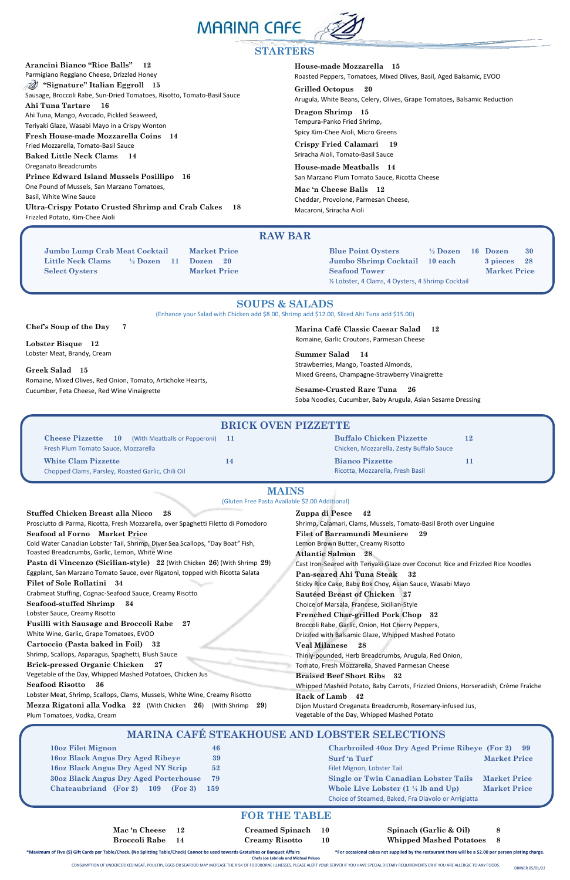# MARINA CAFE

## STARTERS

**Arancini Bianco "Rice Balls"** 12
Parmigiano Reggiano Cheese, Drizzled Honey

**"Signature" Italian Eggroll** 15
Sausage, Broccoli Rabe, Sun-Dried Tomatoes, Risotto, Tomato-Basil Sauce

**Ahi Tuna Tartare** 16
Ahi Tuna, Mango, Avocado, Pickled Seaweed, Teriyaki Glaze, Wasabi Mayo in a Crispy Wonton

**Fresh House-made Mozzarella Coins** 14
Fried Mozzarella, Tomato-Basil Sauce

**Baked Little Neck Clams** 14
Oreganato Breadcrumbs

**Prince Edward Island Mussels Posillipo** 16
One Pound of Mussels, San Marzano Tomatoes, Basil, White Wine Sauce

**Ultra-Crispy Potato Crusted Shrimp and Crab Cakes** 18
Frizzled Potato, Kim-Chee Aioli

**House-made Mozzarella** 15
Roasted Peppers, Tomatoes, Mixed Olives, Basil, Aged Balsamic, EVOO

**Grilled Octopus** 20
Arugula, White Beans, Celery, Olives, Grape Tomatoes, Balsamic Reduction

**Dragon Shrimp** 15
Tempura-Panko Fried Shrimp, Spicy Kim-Chee Aioli, Micro Greens

**Crispy Fried Calamari** 19
Sriracha Aioli, Tomato-Basil Sauce

**House-made Meatballs** 14
San Marzano Plum Tomato Sauce, Ricotta Cheese

**Mac 'n Cheese Balls** 12
Cheddar, Provolone, Parmesan Cheese, Macaroni, Sriracha Aioli

## RAW BAR

**Jumbo Lump Crab Meat Cocktail** Market Price
**Little Neck Clams** ½ Dozen 11 Dozen 20
**Select Oysters** Market Price

**Blue Point Oysters** ½ Dozen 16 Dozen 30
**Jumbo Shrimp Cocktail** 10 each 3 pieces 28
**Seafood Tower** Market Price
½ Lobster, 4 Clams, 4 Oysters, 4 Shrimp Cocktail

## SOUPS & SALADS

(Enhance your Salad with Chicken add $8.00, Shrimp add $12.00, Sliced Ahi Tuna add $15.00)

**Chef's Soup of the Day** 7

**Lobster Bisque** 12
Lobster Meat, Brandy, Cream

**Greek Salad** 15
Romaine, Mixed Olives, Red Onion, Tomato, Artichoke Hearts, Cucumber, Feta Cheese, Red Wine Vinaigrette

**Marina Café Classic Caesar Salad** 12
Romaine, Garlic Croutons, Parmesan Cheese

**Summer Salad** 14
Strawberries, Mango, Toasted Almonds, Mixed Greens, Champagne-Strawberry Vinaigrette

**Sesame-Crusted Rare Tuna** 26
Soba Noodles, Cucumber, Baby Arugula, Asian Sesame Dressing

## BRICK OVEN PIZZETTE

**Cheese Pizzette** 10 (With Meatballs or Pepperoni) 11
Fresh Plum Tomato Sauce, Mozzarella

**White Clam Pizzette** 14
Chopped Clams, Parsley, Roasted Garlic, Chili Oil

**Buffalo Chicken Pizzette** 12
Chicken, Mozzarella, Zesty Buffalo Sauce

**Bianco Pizzette** 11
Ricotta, Mozzarella, Fresh Basil

## MAINS

(Gluten Free Pasta Available $2.00 Additional)

**Stuffed Chicken Breast alla Nicco** 28
Prosciutto di Parma, Ricotta, Fresh Mozzarella, over Spaghetti Filetto di Pomodoro

**Seafood al Forno** Market Price
Cold Water Canadian Lobster Tail, Shrimp, Diver Sea Scallops, "Day Boat" Fish, Toasted Breadcrumbs, Garlic, Lemon, White Wine

**Pasta di Vincenzo (Sicilian-style)** 22 (With Chicken 26) (With Shrimp 29)
Eggplant, San Marzano Tomato Sauce, over Rigatoni, topped with Ricotta Salata

**Filet of Sole Rollatini** 34
Crabmeat Stuffing, Cognac-Seafood Sauce, Creamy Risotto

**Seafood-stuffed Shrimp** 34
Lobster Sauce, Creamy Risotto

**Fusilli with Sausage and Broccoli Rabe** 27
White Wine, Garlic, Grape Tomatoes, EVOO

**Cartoccio (Pasta baked in Foil)** 32
Shrimp, Scallops, Asparagus, Spaghetti, Blush Sauce

**Brick-pressed Organic Chicken** 27
Vegetable of the Day, Whipped Mashed Potatoes, Chicken Jus

**Seafood Risotto** 36
Lobster Meat, Shrimp, Scallops, Clams, Mussels, White Wine, Creamy Risotto

**Mezza Rigatoni alla Vodka** 22 (With Chicken 26) (With Shrimp 29)
Plum Tomatoes, Vodka, Cream

**Zuppa di Pesce** 42
Shrimp, Calamari, Clams, Mussels, Tomato-Basil Broth over Linguine

**Filet of Barramundi Meuniere** 29
Lemon Brown Butter, Creamy Risotto

**Atlantic Salmon** 28
Cast Iron-Seared with Teriyaki Glaze over Coconut Rice and Frizzled Rice Noodles

**Pan-seared Ahi Tuna Steak** 32
Sticky Rice Cake, Baby Bok Choy, Asian Sauce, Wasabi Mayo

**Sautéed Breast of Chicken** 27
Choice of Marsala, Francese, Sicilian-Style

**Frenched Char-grilled Pork Chop** 32
Broccoli Rabe, Garlic, Onion, Hot Cherry Peppers, Drizzled with Balsamic Glaze, Whipped Mashed Potato

**Veal Milanese** 28
Thinly-pounded, Herb Breadcrumbs, Arugula, Red Onion, Tomato, Fresh Mozzarella, Shaved Parmesan Cheese

**Braised Beef Short Ribs** 32
Whipped Mashed Potato, Baby Carrots, Frizzled Onions, Horseradish, Crème Fraîche

**Rack of Lamb** 42
Dijon Mustard Oreganata Breadcrumb, Rosemary-infused Jus, Vegetable of the Day, Whipped Mashed Potato

## MARINA CAFÉ STEAKHOUSE AND LOBSTER SELECTIONS

**10oz Filet Mignon** 46
**16oz Black Angus Dry Aged Ribeye** 39
**16oz Black Angus Dry Aged NY Strip** 52
**30oz Black Angus Dry Aged Porterhouse** 79
**Chateaubriand (For 2)** 109 **(For 3)** 159

**Charbroiled 40oz Dry Aged Prime Ribeye (For 2)** 99
**Surf 'n Turf** Market Price
Filet Mignon, Lobster Tail
**Single or Twin Canadian Lobster Tails** Market Price
**Whole Live Lobster (1 ¼ lb and Up)** Market Price
Choice of Steamed, Baked, Fra Diavolo or Arrigiatta

## FOR THE TABLE

**Mac 'n Cheese** 12
**Broccoli Rabe** 14
**Creamed Spinach** 10
**Creamy Risotto** 10
**Spinach (Garlic & Oil)** 8
**Whipped Mashed Potatoes** 8

*Maximum of Five (5) Gift Cards per Table/Check. (No Splitting Table/Check) Cannot be used towards Gratuities or Banquet Affairs

*For occasional cakes not supplied by the restaurant there will be a $2.00 per person plating charge.

Chefs Joe Labriola and Michael Peluso

CONSUMPTION OF UNDERCOOKED MEAT, POULTRY, EGGS OR SEAFOOD MAY INCREASE THE RISK OF FOODBORNE ILLNESSES. PLEASE ALERT YOUR SERVER IF YOU HAVE SPECIAL DIETARY REQUIREMENTS OR IF YOU ARE ALLERGIC TO ANY FOODS.

DINNER 05/01/22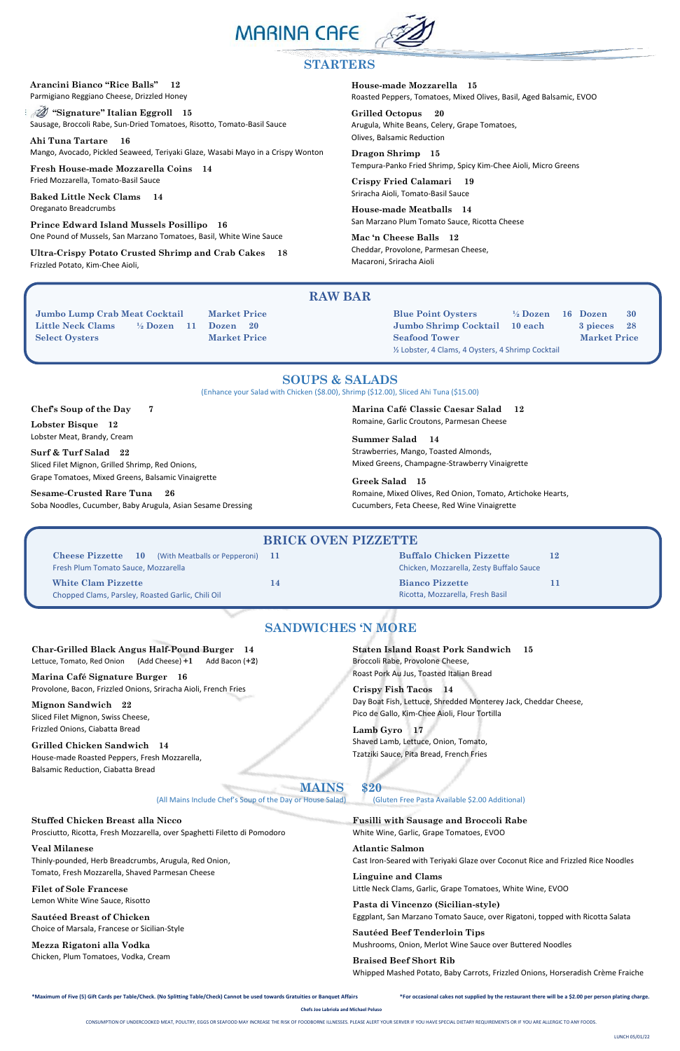# MARINA CAFE

## STARTERS

**Arancini Bianco "Rice Balls"** 12
Parmigiano Reggiano Cheese, Drizzled Honey

**"Signature" Italian Eggroll** 15
Sausage, Broccoli Rabe, Sun-Dried Tomatoes, Risotto, Tomato-Basil Sauce

**Ahi Tuna Tartare** 16
Mango, Avocado, Pickled Seaweed, Teriyaki Glaze, Wasabi Mayo in a Crispy Wonton

**Fresh House-made Mozzarella Coins** 14
Fried Mozzarella, Tomato-Basil Sauce

**Baked Little Neck Clams** 14
Oreganato Breadcrumbs

**Prince Edward Island Mussels Posillipo** 16
One Pound of Mussels, San Marzano Tomatoes, Basil, White Wine Sauce

**Ultra-Crispy Potato Crusted Shrimp and Crab Cakes** 18
Frizzled Potato, Kim-Chee Aioli,

**House-made Mozzarella** 15
Roasted Peppers, Tomatoes, Mixed Olives, Basil, Aged Balsamic, EVOO

**Grilled Octopus** 20
Arugula, White Beans, Celery, Grape Tomatoes, Olives, Balsamic Reduction

**Dragon Shrimp** 15
Tempura-Panko Fried Shrimp, Spicy Kim-Chee Aioli, Micro Greens

**Crispy Fried Calamari** 19
Sriracha Aioli, Tomato-Basil Sauce

**House-made Meatballs** 14
San Marzano Plum Tomato Sauce, Ricotta Cheese

**Mac 'n Cheese Balls** 12
Cheddar, Provolone, Parmesan Cheese, Macaroni, Sriracha Aioli

## RAW BAR

**Jumbo Lump Crab Meat Cocktail** Market Price
**Little Neck Clams** ½ Dozen 11 Dozen 20
**Select Oysters** Market Price

**Blue Point Oysters** ½ Dozen 16 Dozen 30
**Jumbo Shrimp Cocktail** 10 each 3 pieces 28
**Seafood Tower** Market Price
½ Lobster, 4 Clams, 4 Oysters, 4 Shrimp Cocktail

## SOUPS & SALADS

(Enhance your Salad with Chicken ($8.00), Shrimp ($12.00), Sliced Ahi Tuna ($15.00)

**Chef's Soup of the Day** 7

**Lobster Bisque** 12
Lobster Meat, Brandy, Cream

**Surf & Turf Salad** 22
Sliced Filet Mignon, Grilled Shrimp, Red Onions, Grape Tomatoes, Mixed Greens, Balsamic Vinaigrette

**Sesame-Crusted Rare Tuna** 26
Soba Noodles, Cucumber, Baby Arugula, Asian Sesame Dressing

**Marina Café Classic Caesar Salad** 12
Romaine, Garlic Croutons, Parmesan Cheese

**Summer Salad** 14
Strawberries, Mango, Toasted Almonds, Mixed Greens, Champagne-Strawberry Vinaigrette

**Greek Salad** 15
Romaine, Mixed Olives, Red Onion, Tomato, Artichoke Hearts, Cucumbers, Feta Cheese, Red Wine Vinaigrette

## BRICK OVEN PIZZETTE

**Cheese Pizzette** 10 (With Meatballs or Pepperoni) 11
Fresh Plum Tomato Sauce, Mozzarella

**White Clam Pizzette** 14
Chopped Clams, Parsley, Roasted Garlic, Chili Oil

**Buffalo Chicken Pizzette** 12
Chicken, Mozzarella, Zesty Buffalo Sauce

**Bianco Pizzette** 11
Ricotta, Mozzarella, Fresh Basil

## SANDWICHES 'N MORE

**Char-Grilled Black Angus Half-Pound Burger** 14
Lettuce, Tomato, Red Onion (Add Cheese) +1 Add Bacon (+2)

**Marina Café Signature Burger** 16
Provolone, Bacon, Frizzled Onions, Sriracha Aioli, French Fries

**Mignon Sandwich** 22
Sliced Filet Mignon, Swiss Cheese, Frizzled Onions, Ciabatta Bread

**Grilled Chicken Sandwich** 14
House-made Roasted Peppers, Fresh Mozzarella, Balsamic Reduction, Ciabatta Bread

**Staten Island Roast Pork Sandwich** 15
Broccoli Rabe, Provolone Cheese, Roast Pork Au Jus, Toasted Italian Bread

**Crispy Fish Tacos** 14
Day Boat Fish, Lettuce, Shredded Monterey Jack, Cheddar Cheese, Pico de Gallo, Kim-Chee Aioli, Flour Tortilla

**Lamb Gyro** 17
Shaved Lamb, Lettuce, Onion, Tomato, Tzatziki Sauce, Pita Bread, French Fries

## MAINS $20

(All Mains Include Chef's Soup of the Day or House Salad) (Gluten Free Pasta Available $2.00 Additional)

**Stuffed Chicken Breast alla Nicco**
Prosciutto, Ricotta, Fresh Mozzarella, over Spaghetti Filetto di Pomodoro

**Veal Milanese**
Thinly-pounded, Herb Breadcrumbs, Arugula, Red Onion, Tomato, Fresh Mozzarella, Shaved Parmesan Cheese

**Filet of Sole Francese**
Lemon White Wine Sauce, Risotto

**Sautéed Breast of Chicken**
Choice of Marsala, Francese or Sicilian-Style

**Mezza Rigatoni alla Vodka**
Chicken, Plum Tomatoes, Vodka, Cream

**Fusilli with Sausage and Broccoli Rabe**
White Wine, Garlic, Grape Tomatoes, EVOO

**Atlantic Salmon**
Cast Iron-Seared with Teriyaki Glaze over Coconut Rice and Frizzled Rice Noodles

**Linguine and Clams**
Little Neck Clams, Garlic, Grape Tomatoes, White Wine, EVOO

**Pasta di Vincenzo (Sicilian-style)**
Eggplant, San Marzano Tomato Sauce, over Rigatoni, topped with Ricotta Salata

**Sautéed Beef Tenderloin Tips**
Mushrooms, Onion, Merlot Wine Sauce over Buttered Noodles

**Braised Beef Short Rib**
Whipped Mashed Potato, Baby Carrots, Frizzled Onions, Horseradish Crème Fraiche

*Maximum of Five (5) Gift Cards per Table/Check. (No Splitting Table/Check) Cannot be used towards Gratuities or Banquet Affairs

*For occasional cakes not supplied by the restaurant there will be a $2.00 per person plating charge.

Chefs Joe Labriola and Michael Peluso

CONSUMPTION OF UNDERCOOKED MEAT, POULTRY, EGGS OR SEAFOOD MAY INCREASE THE RISK OF FOODBORNE ILLNESSES. PLEASE ALERT YOUR SERVER IF YOU HAVE SPECIAL DIETARY REQUIREMENTS OR IF YOU ARE ALLERGIC TO ANY FOODS.

LUNCH 05/01/22